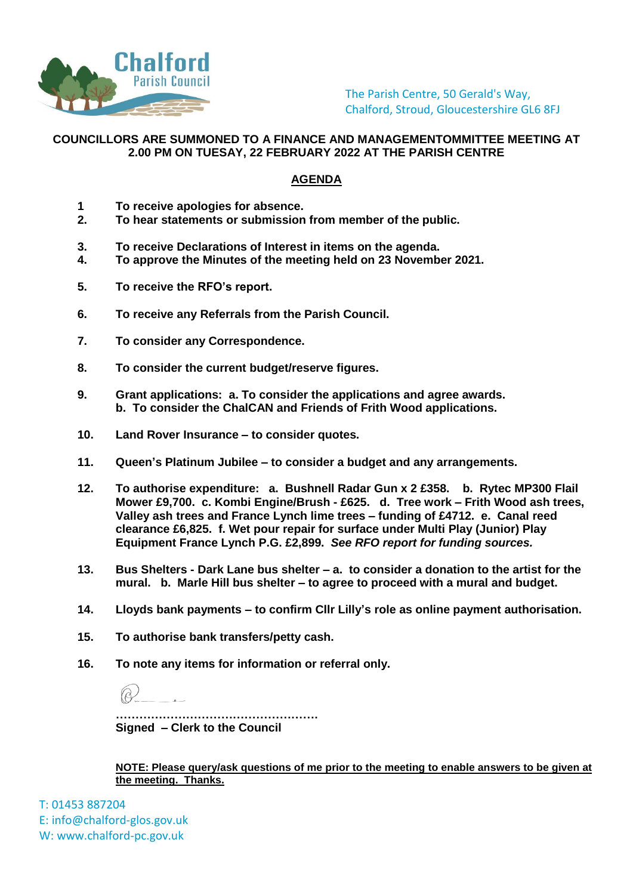Chalford Parish Council

The Parish Centre, 50 Gerald's Way,
Chalford, Stroud, Gloucestershire GL6 8FJ

**COUNCILLORS ARE SUMMONED TO A FINANCE AND MANAGEMENTOMMITTEE MEETING AT 2.00 PM ON TUESAY, 22 FEBRUARY 2022 AT THE PARISH CENTRE**

## AGENDA

**1** **To receive apologies for absence.**

**2.** **To hear statements or submission from member of the public.**

**3.** **To receive Declarations of Interest in items on the agenda.**

**4.** **To approve the Minutes of the meeting held on 23 November 2021.**

**5.** **To receive the RFO's report.**

**6.** **To receive any Referrals from the Parish Council.**

**7.** **To consider any Correspondence.**

**8.** **To consider the current budget/reserve figures.**

**9.** **Grant applications: a. To consider the applications and agree awards. b. To consider the ChalCAN and Friends of Frith Wood applications.**

**10.** **Land Rover Insurance – to consider quotes.**

**11.** **Queen's Platinum Jubilee – to consider a budget and any arrangements.**

**12.** **To authorise expenditure: a. Bushnell Radar Gun x 2 £358. b. Rytec MP300 Flail Mower £9,700. c. Kombi Engine/Brush - £625. d. Tree work – Frith Wood ash trees, Valley ash trees and France Lynch lime trees – funding of £4712. e. Canal reed clearance £6,825. f. Wet pour repair for surface under Multi Play (Junior) Play Equipment France Lynch P.G. £2,899.** ***See RFO report for funding sources.***

**13.** **Bus Shelters - Dark Lane bus shelter – a. to consider a donation to the artist for the mural. b. Marle Hill bus shelter – to agree to proceed with a mural and budget.**

**14.** **Lloyds bank payments – to confirm Cllr Lilly's role as online payment authorisation.**

**15.** **To authorise bank transfers/petty cash.**

**16.** **To note any items for information or referral only.**

……………………………………………
**Signed – Clerk to the Council**

**NOTE: Please query/ask questions of me prior to the meeting to enable answers to be given at the meeting. Thanks.**

T: 01453 887204
E: info@chalford-glos.gov.uk
W: www.chalford-pc.gov.uk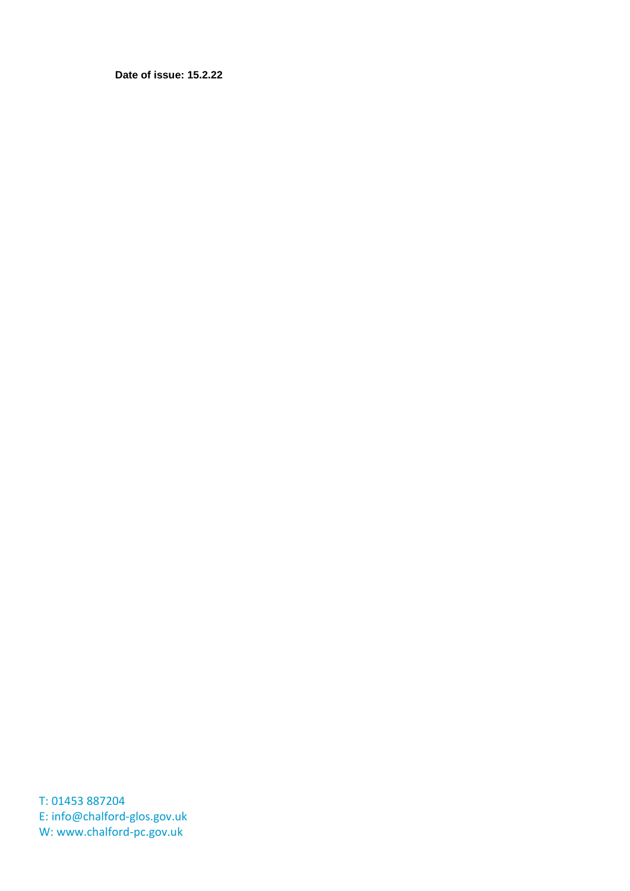**Date of issue: 15.2.22**

T: 01453 887204
E: info@chalford-glos.gov.uk
W: www.chalford-pc.gov.uk